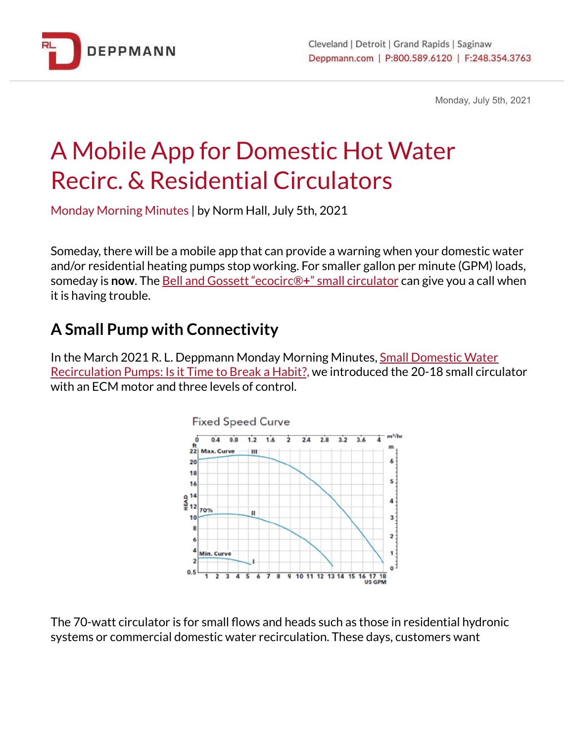Monday, July 5th, 2021

# A Mobile App for Domestic Hot Water Recirc. & Residential Circulators

Monday Morning Minutes | by Norm Hall, July 5th, 2021

Someday, there will be a mobile app that can provide a warning when your domestic water and/or residential heating pumps stop working. For smaller gallon per minute (GPM) loads, someday is **now**. The Bell and Gossett "ecocirc®+" small circulator can give you a call when it is having trouble.

## A Small Pump with Connectivity

In the March 2021 R. L. Deppmann Monday Morning Minutes, Small Domestic Water Recirculation Pumps: Is it Time to Break a Habit?, we introduced the 20-18 small circulator with an ECM motor and three levels of control.

The 70-watt circulator is for small flows and heads such as those in residential hydronic systems or commercial domestic water recirculation. These days, customers want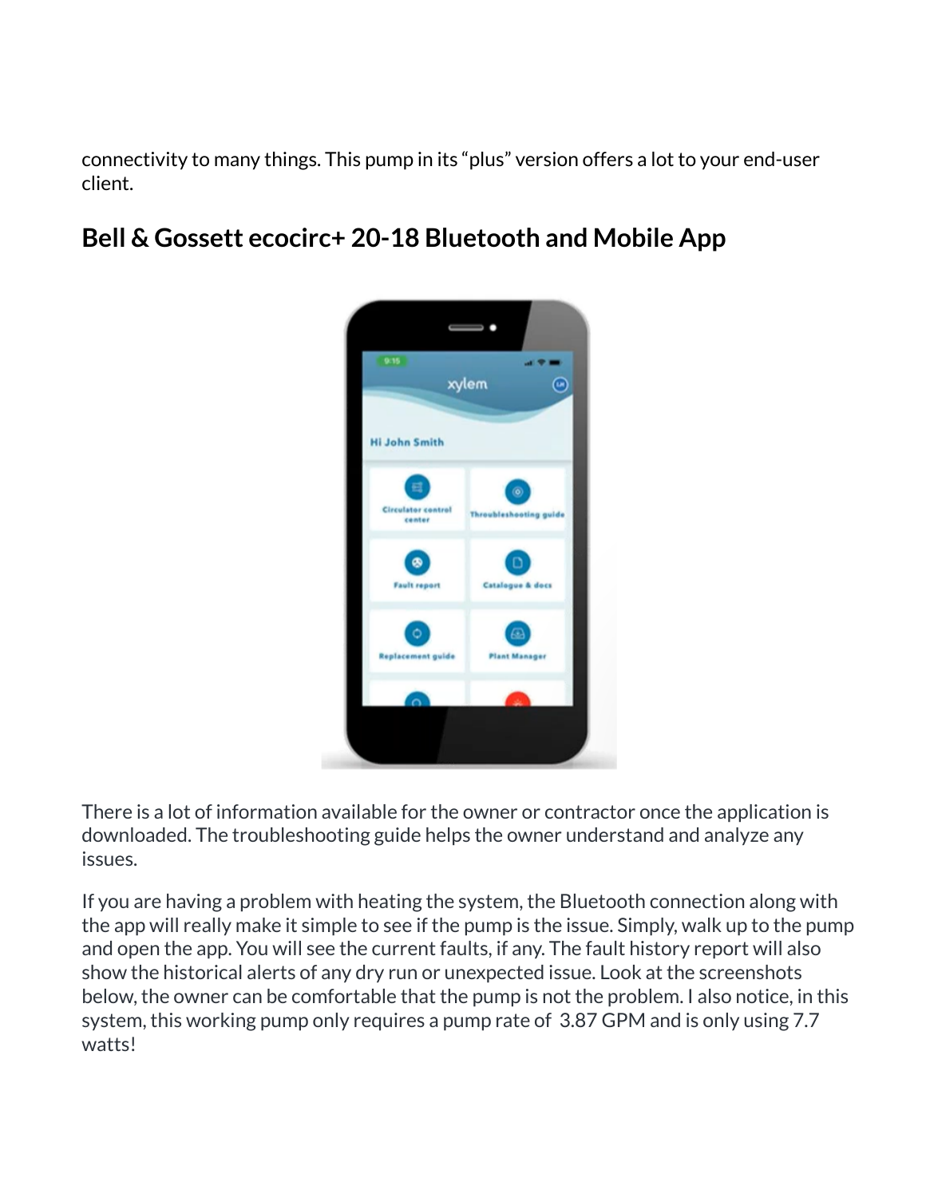connectivity to many things. This pump in its “plus” version offers a lot to your end-user client.

## Bell & Gossett ecocirc+ 20-18 Bluetooth and Mobile App

There is a lot of information available for the owner or contractor once the application is downloaded. The troubleshooting guide helps the owner understand and analyze any issues.

If you are having a problem with heating the system, the Bluetooth connection along with the app will really make it simple to see if the pump is the issue. Simply, walk up to the pump and open the app. You will see the current faults, if any. The fault history report will also show the historical alerts of any dry run or unexpected issue. Look at the screenshots below, the owner can be comfortable that the pump is not the problem. I also notice, in this system, this working pump only requires a pump rate of 3.87 GPM and is only using 7.7 watts!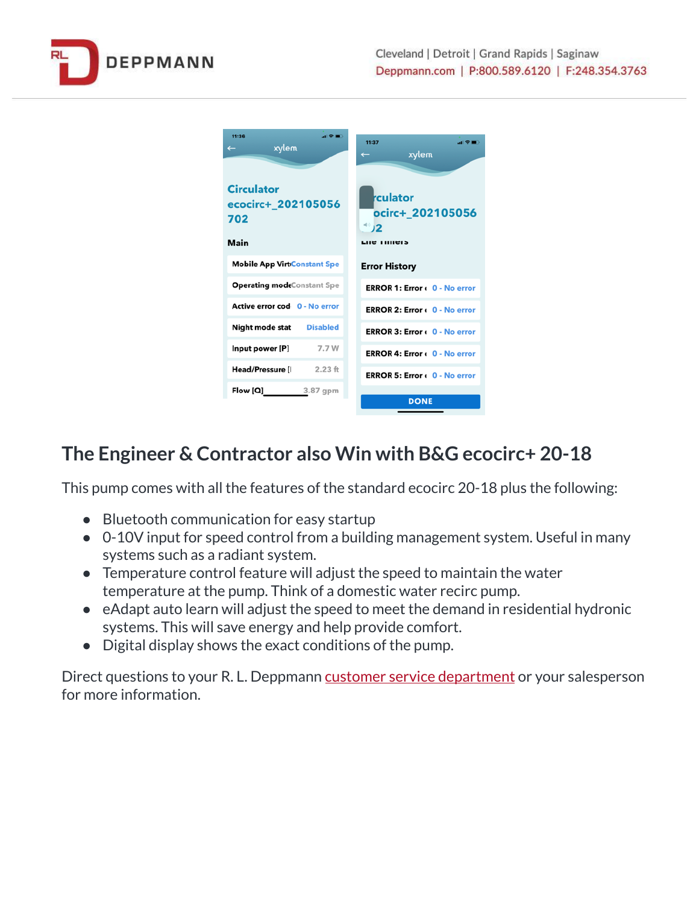## The Engineer & Contractor also Win with B&G ecocirc+ 20-18

This pump comes with all the features of the standard ecocirc 20-18 plus the following:

- Bluetooth communication for easy startup
- 0-10V input for speed control from a building management system. Useful in many systems such as a radiant system.
- Temperature control feature will adjust the speed to maintain the water temperature at the pump. Think of a domestic water recirc pump.
- eAdapt auto learn will adjust the speed to meet the demand in residential hydronic systems. This will save energy and help provide comfort.
- Digital display shows the exact conditions of the pump.

Direct questions to your R. L. Deppmann customer service department or your salesperson for more information.